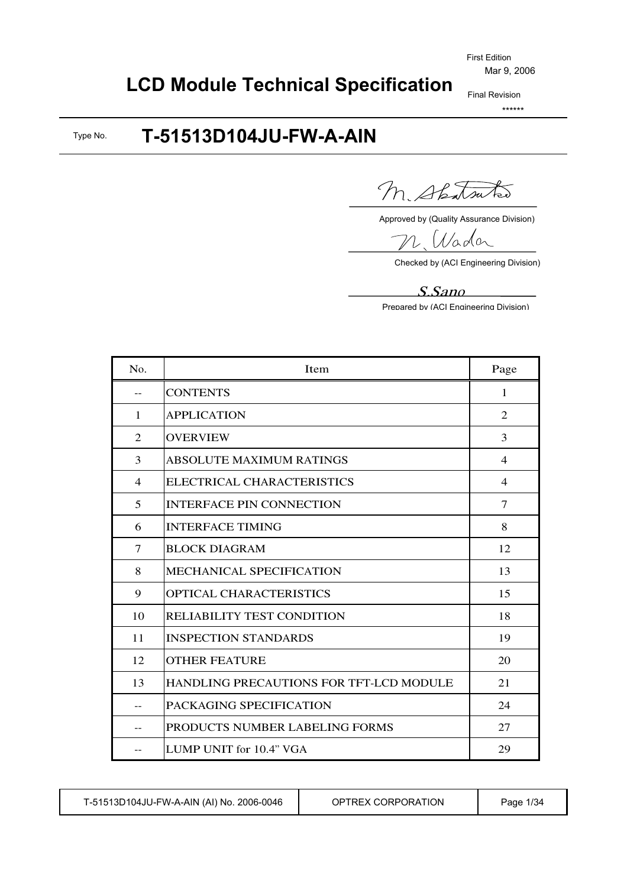First Edition
Mar 9, 2006

# LCD Module Technical Specification

Final Revision
******

Type No. **T-51513D104JU-FW-A-AIN**

M. Akatsuka
Approved by (Quality Assurance Division)

N. Wada
Checked by (ACI Engineering Division)

S.Sano
Prepared by (ACI Engineering Division)

| No. | Item | Page |
|---|---|---|
| -- | CONTENTS | 1 |
| 1 | APPLICATION | 2 |
| 2 | OVERVIEW | 3 |
| 3 | ABSOLUTE MAXIMUM RATINGS | 4 |
| 4 | ELECTRICAL CHARACTERISTICS | 4 |
| 5 | INTERFACE PIN CONNECTION | 7 |
| 6 | INTERFACE TIMING | 8 |
| 7 | BLOCK DIAGRAM | 12 |
| 8 | MECHANICAL SPECIFICATION | 13 |
| 9 | OPTICAL CHARACTERISTICS | 15 |
| 10 | RELIABILITY TEST CONDITION | 18 |
| 11 | INSPECTION STANDARDS | 19 |
| 12 | OTHER FEATURE | 20 |
| 13 | HANDLING PRECAUTIONS FOR TFT-LCD MODULE | 21 |
| -- | PACKAGING SPECIFICATION | 24 |
| -- | PRODUCTS NUMBER LABELING FORMS | 27 |
| -- | LUMP UNIT for 10.4" VGA | 29 |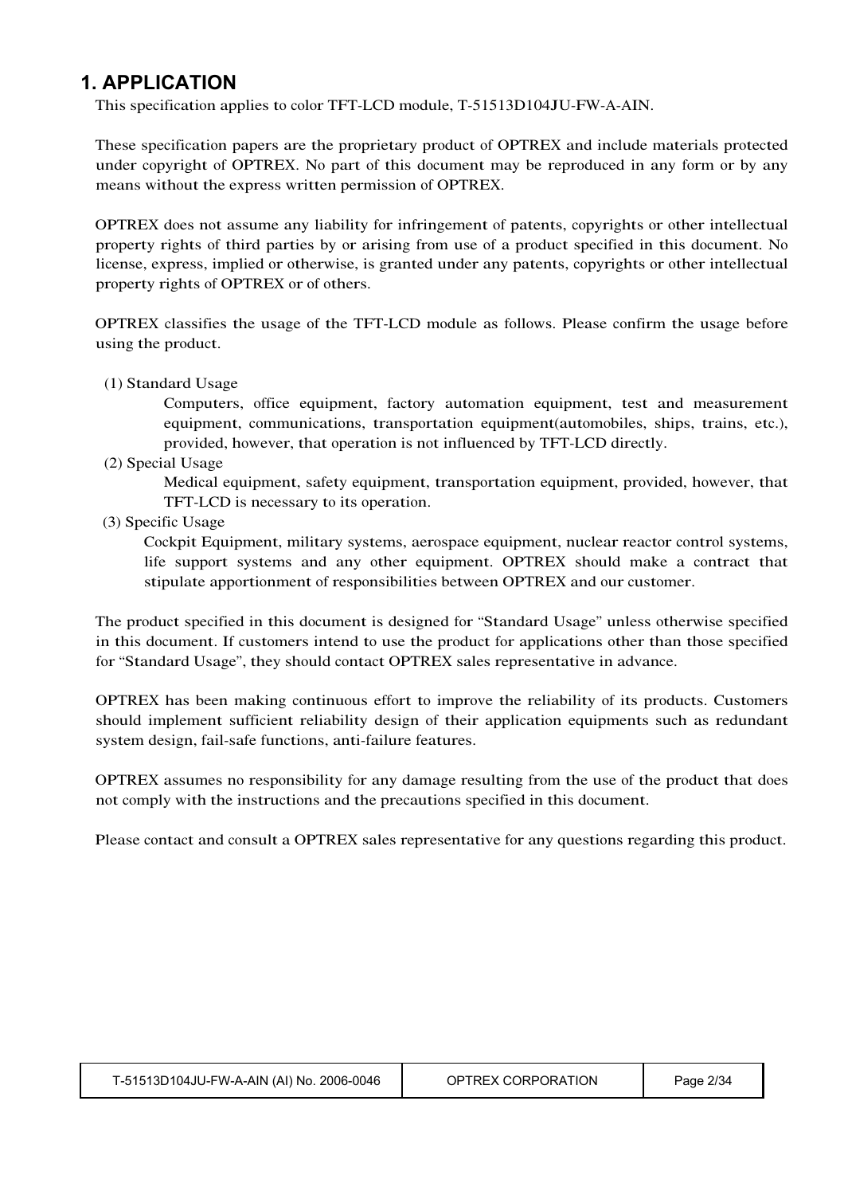# 1. APPLICATION

This specification applies to color TFT-LCD module, T-51513D104JU-FW-A-AIN.

These specification papers are the proprietary product of OPTREX and include materials protected under copyright of OPTREX. No part of this document may be reproduced in any form or by any means without the express written permission of OPTREX.

OPTREX does not assume any liability for infringement of patents, copyrights or other intellectual property rights of third parties by or arising from use of a product specified in this document. No license, express, implied or otherwise, is granted under any patents, copyrights or other intellectual property rights of OPTREX or of others.

OPTREX classifies the usage of the TFT-LCD module as follows. Please confirm the usage before using the product.

(1) Standard Usage

Computers, office equipment, factory automation equipment, test and measurement equipment, communications, transportation equipment(automobiles, ships, trains, etc.), provided, however, that operation is not influenced by TFT-LCD directly.

(2) Special Usage

Medical equipment, safety equipment, transportation equipment, provided, however, that TFT-LCD is necessary to its operation.

(3) Specific Usage

Cockpit Equipment, military systems, aerospace equipment, nuclear reactor control systems, life support systems and any other equipment. OPTREX should make a contract that stipulate apportionment of responsibilities between OPTREX and our customer.

The product specified in this document is designed for “Standard Usage” unless otherwise specified in this document. If customers intend to use the product for applications other than those specified for “Standard Usage”, they should contact OPTREX sales representative in advance.

OPTREX has been making continuous effort to improve the reliability of its products. Customers should implement sufficient reliability design of their application equipments such as redundant system design, fail-safe functions, anti-failure features.

OPTREX assumes no responsibility for any damage resulting from the use of the product that does not comply with the instructions and the precautions specified in this document.

Please contact and consult a OPTREX sales representative for any questions regarding this product.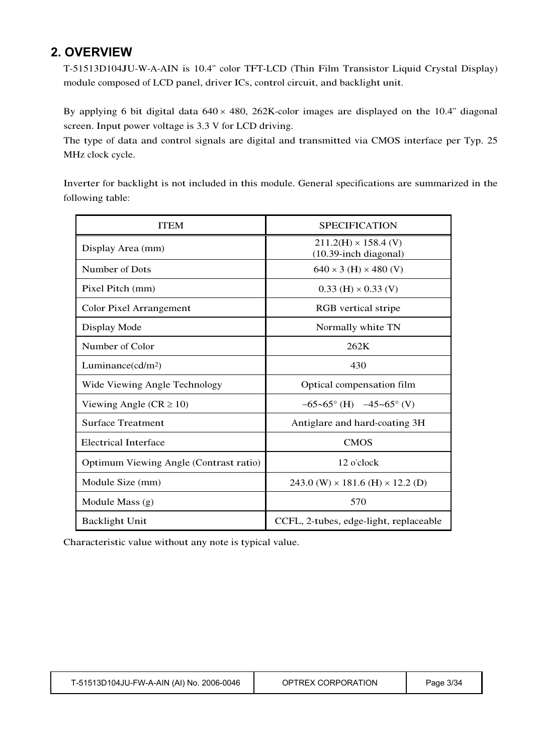## 2. OVERVIEW

T-51513D104JU-W-A-AIN is 10.4” color TFT-LCD (Thin Film Transistor Liquid Crystal Display) module composed of LCD panel, driver ICs, control circuit, and backlight unit.

By applying 6 bit digital data 640 × 480, 262K-color images are displayed on the 10.4” diagonal screen. Input power voltage is 3.3 V for LCD driving.
The type of data and control signals are digital and transmitted via CMOS interface per Typ. 25 MHz clock cycle.

Inverter for backlight is not included in this module. General specifications are summarized in the following table:

| ITEM | SPECIFICATION |
|---|---|
| Display Area (mm) | 211.2(H) × 158.4 (V)<br>(10.39-inch diagonal) |
| Number of Dots | 640 × 3 (H) × 480 (V) |
| Pixel Pitch (mm) | 0.33 (H) × 0.33 (V) |
| Color Pixel Arrangement | RGB vertical stripe |
| Display Mode | Normally white TN |
| Number of Color | 262K |
| Luminance($cd/m^2$) | 430 |
| Wide Viewing Angle Technology | Optical compensation film |
| Viewing Angle (CR ≥ 10) | −65~65° (H)   −45~65° (V) |
| Surface Treatment | Antiglare and hard-coating 3H |
| Electrical Interface | CMOS |
| Optimum Viewing Angle (Contrast ratio) | 12 o'clock |
| Module Size (mm) | 243.0 (W) × 181.6 (H) × 12.2 (D) |
| Module Mass (g) | 570 |
| Backlight Unit | CCFL, 2-tubes, edge-light, replaceable |

Characteristic value without any note is typical value.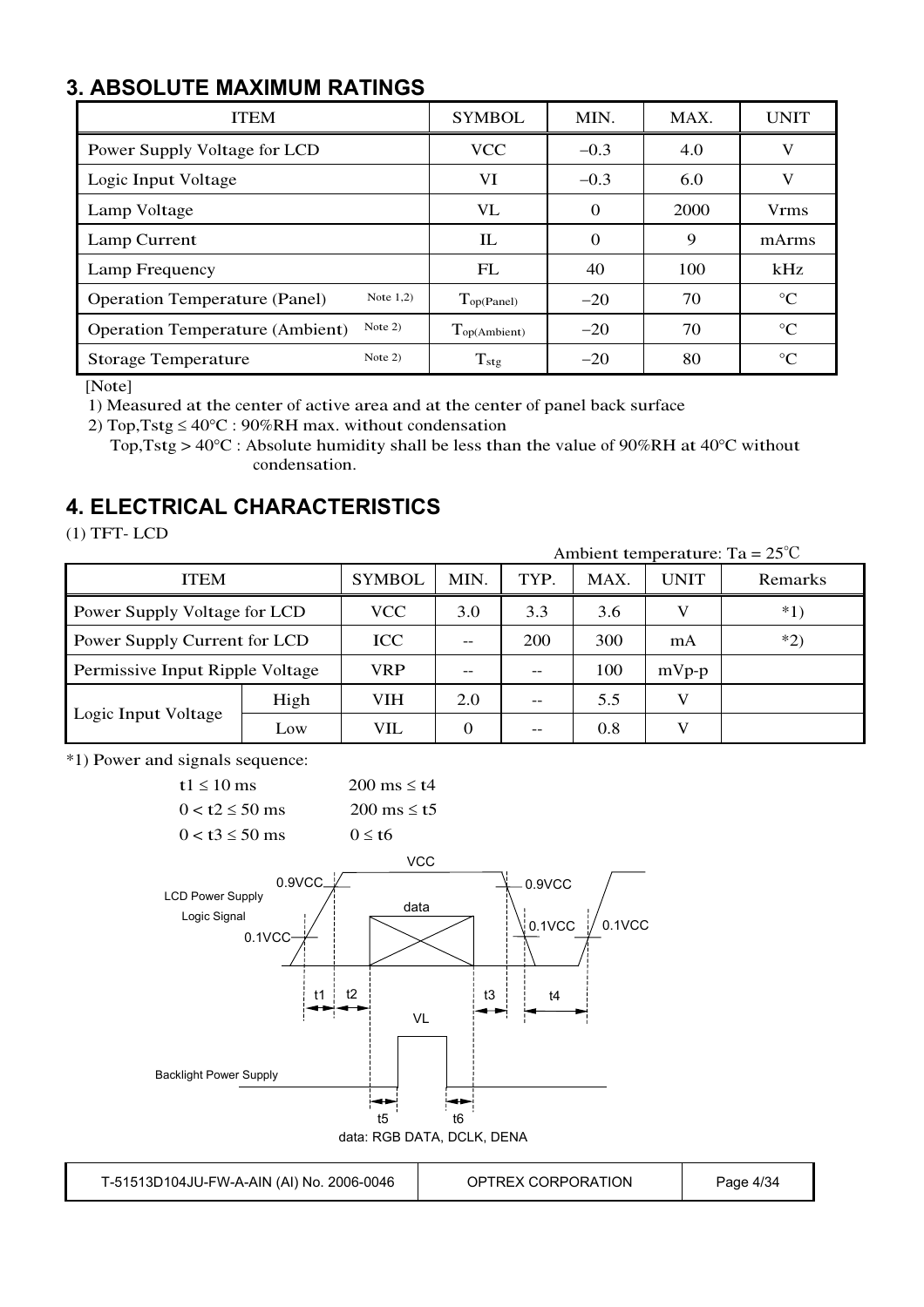## 3. ABSOLUTE MAXIMUM RATINGS

| ITEM | | SYMBOL | MIN. | MAX. | UNIT |
|---|---|---|---|---|---|
| Power Supply Voltage for LCD | | VCC | −0.3 | 4.0 | V |
| Logic Input Voltage | | VI | −0.3 | 6.0 | V |
| Lamp Voltage | | VL | 0 | 2000 | Vrms |
| Lamp Current | | IL | 0 | 9 | mArms |
| Lamp Frequency | | FL | 40 | 100 | kHz |
| Operation Temperature (Panel) | Note 1,2) | $T_{op(Panel)}$ | −20 | 70 | °C |
| Operation Temperature (Ambient) | Note 2) | $T_{op(Ambient)}$ | −20 | 70 | °C |
| Storage Temperature | Note 2) | $T_{stg}$ | −20 | 80 | °C |

[Note]

1) Measured at the center of active area and at the center of panel back surface

2) Top,Tstg ≤ 40°C : 90%RH max. without condensation
   Top,Tstg > 40°C : Absolute humidity shall be less than the value of 90%RH at 40°C without condensation.

## 4. ELECTRICAL CHARACTERISTICS

(1) TFT- LCD

Ambient temperature: Ta = 25°C

| ITEM | | SYMBOL | MIN. | TYP. | MAX. | UNIT | Remarks |
|---|---|---|---|---|---|---|---|
| Power Supply Voltage for LCD | | VCC | 3.0 | 3.3 | 3.6 | V | *1) |
| Power Supply Current for LCD | | ICC | -- | 200 | 300 | mA | *2) |
| Permissive Input Ripple Voltage | | VRP | -- | -- | 100 | mVp-p | |
| Logic Input Voltage | High | VIH | 2.0 | -- | 5.5 | V | |
| | Low | VIL | 0 | -- | 0.8 | V | |

*1) Power and signals sequence:

$t1 \leq 10$ ms    $200 \text{ ms} \leq t4$

$0 < t2 \leq 50$ ms    $200 \text{ ms} \leq t5$

$0 < t3 \leq 50$ ms    $0 \leq t6$

LCD Power Supply / Logic Signal: VCC, 0.9VCC, 0.1VCC, data, t1, t2, t3, t4

Backlight Power Supply: VL, t5, t6

data: RGB DATA, DCLK, DENA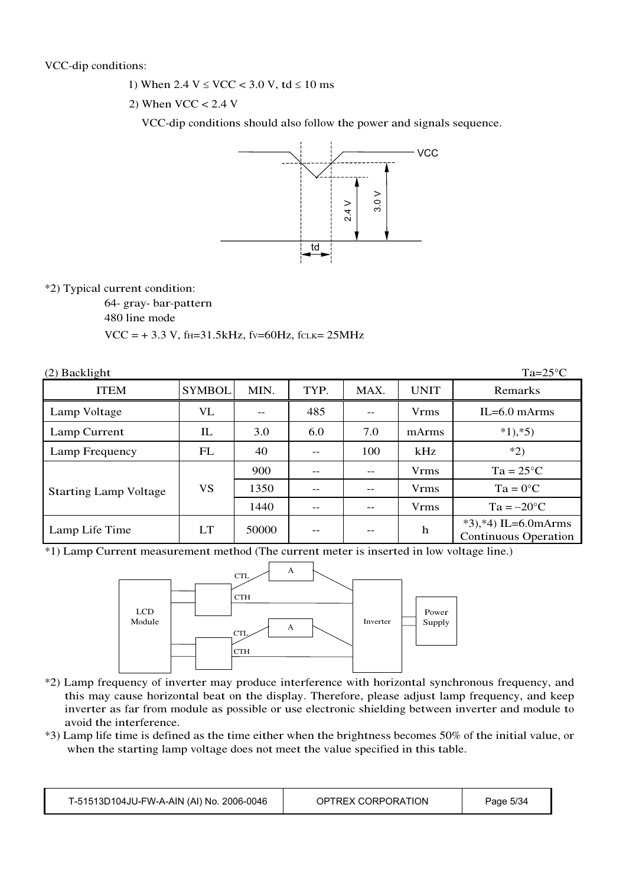VCC-dip conditions:

1) When 2.4 V ≤ VCC < 3.0 V, td ≤ 10 ms

2) When VCC < 2.4 V

VCC-dip conditions should also follow the power and signals sequence.

*2) Typical current condition:

64- gray- bar-pattern

480 line mode

VCC = + 3.3 V, $f_H$=31.5kHz, $f_V$=60Hz, $f_{CLK}$= 25MHz

(2) Backlight Ta=25°C

| ITEM | SYMBOL | MIN. | TYP. | MAX. | UNIT | Remarks |
|---|---|---|---|---|---|---|
| Lamp Voltage | VL | -- | 485 | -- | Vrms | IL=6.0 mArms |
| Lamp Current | IL | 3.0 | 6.0 | 7.0 | mArms | *1),*5) |
| Lamp Frequency | FL | 40 | -- | 100 | kHz | *2) |
| Starting Lamp Voltage | VS | 900 | -- | -- | Vrms | Ta = 25°C |
| | | 1350 | -- | -- | Vrms | Ta = 0°C |
| | | 1440 | -- | -- | Vrms | Ta = −20°C |
| Lamp Life Time | LT | 50000 | -- | -- | h | *3),*4) IL=6.0mArms Continuous Operation |

*1) Lamp Current measurement method (The current meter is inserted in low voltage line.)

*2) Lamp frequency of inverter may produce interference with horizontal synchronous frequency, and this may cause horizontal beat on the display. Therefore, please adjust lamp frequency, and keep inverter as far from module as possible or use electronic shielding between inverter and module to avoid the interference.

*3) Lamp life time is defined as the time either when the brightness becomes 50% of the initial value, or when the starting lamp voltage does not meet the value specified in this table.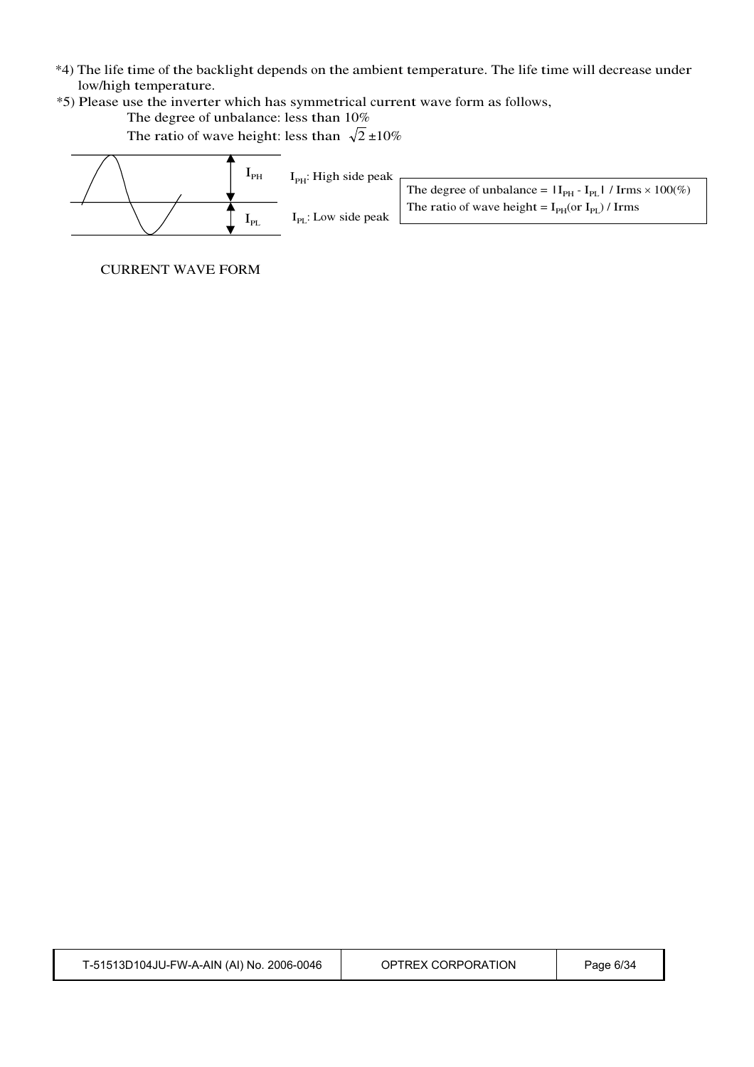*4) The life time of the backlight depends on the ambient temperature. The life time will decrease under low/high temperature.

*5) Please use the inverter which has symmetrical current wave form as follows,

The degree of unbalance: less than 10%

The ratio of wave height: less than $\sqrt{2}$ ±10%

$I_{PH}$

$I_{PL}$

$I_{PH}$: High side peak

$I_{PL}$: Low side peak

The degree of unbalance = $|I_{PH} - I_{PL}|$ / Irms × 100(%)
The ratio of wave height = $I_{PH}$(or $I_{PL}$) / Irms

CURRENT WAVE FORM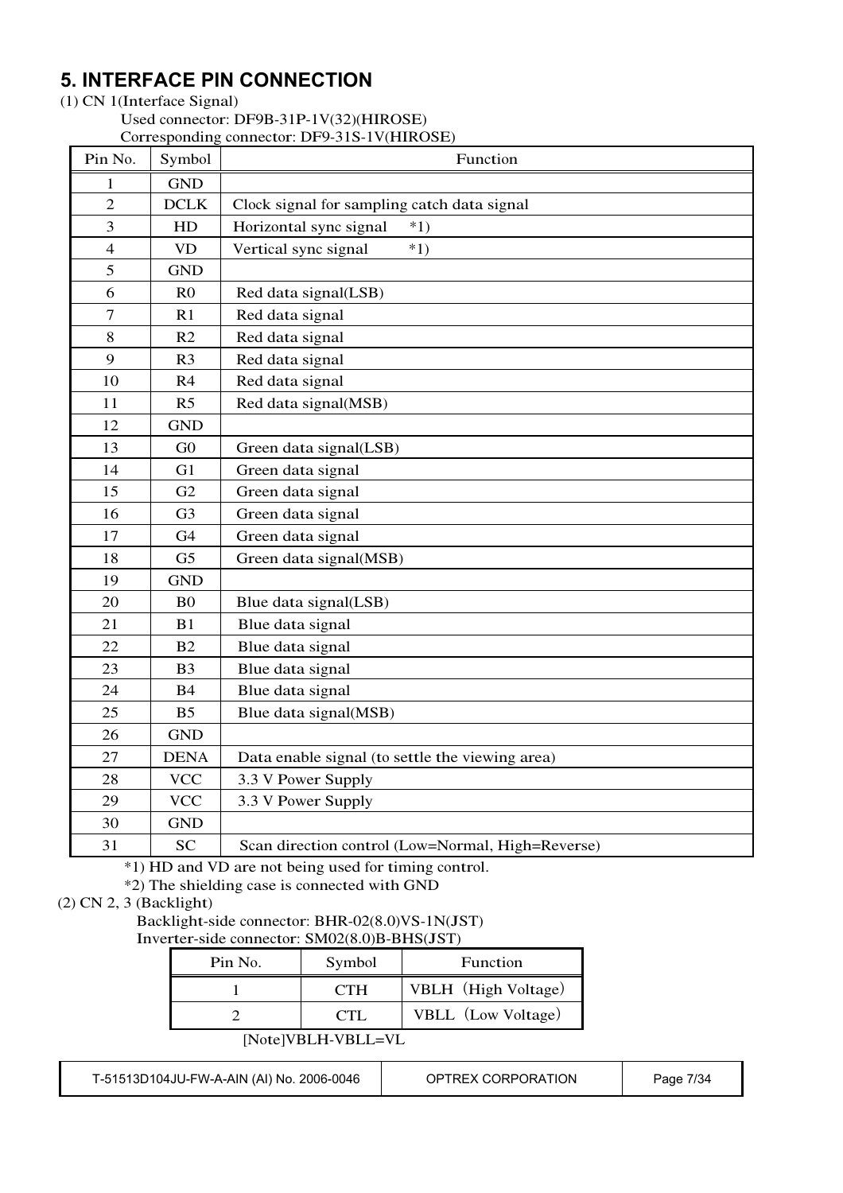# 5. INTERFACE PIN CONNECTION

(1) CN 1(Interface Signal)

Used connector: DF9B-31P-1V(32)(HIROSE)
Corresponding connector: DF9-31S-1V(HIROSE)

| Pin No. | Symbol | Function |
|---|---|---|
| 1 | GND | |
| 2 | DCLK | Clock signal for sampling catch data signal |
| 3 | HD | Horizontal sync signal *1) |
| 4 | VD | Vertical sync signal *1) |
| 5 | GND | |
| 6 | R0 | Red data signal(LSB) |
| 7 | R1 | Red data signal |
| 8 | R2 | Red data signal |
| 9 | R3 | Red data signal |
| 10 | R4 | Red data signal |
| 11 | R5 | Red data signal(MSB) |
| 12 | GND | |
| 13 | G0 | Green data signal(LSB) |
| 14 | G1 | Green data signal |
| 15 | G2 | Green data signal |
| 16 | G3 | Green data signal |
| 17 | G4 | Green data signal |
| 18 | G5 | Green data signal(MSB) |
| 19 | GND | |
| 20 | B0 | Blue data signal(LSB) |
| 21 | B1 | Blue data signal |
| 22 | B2 | Blue data signal |
| 23 | B3 | Blue data signal |
| 24 | B4 | Blue data signal |
| 25 | B5 | Blue data signal(MSB) |
| 26 | GND | |
| 27 | DENA | Data enable signal (to settle the viewing area) |
| 28 | VCC | 3.3 V Power Supply |
| 29 | VCC | 3.3 V Power Supply |
| 30 | GND | |
| 31 | SC | Scan direction control (Low=Normal, High=Reverse) |

*1) HD and VD are not being used for timing control.

*2) The shielding case is connected with GND

(2) CN 2, 3 (Backlight)

Backlight-side connector: BHR-02(8.0)VS-1N(JST)
Inverter-side connector: SM02(8.0)B-BHS(JST)

| Pin No. | Symbol | Function |
|---|---|---|
| 1 | CTH | VBLH（High Voltage） |
| 2 | CTL | VBLL（Low Voltage） |

[Note]VBLH-VBLL=VL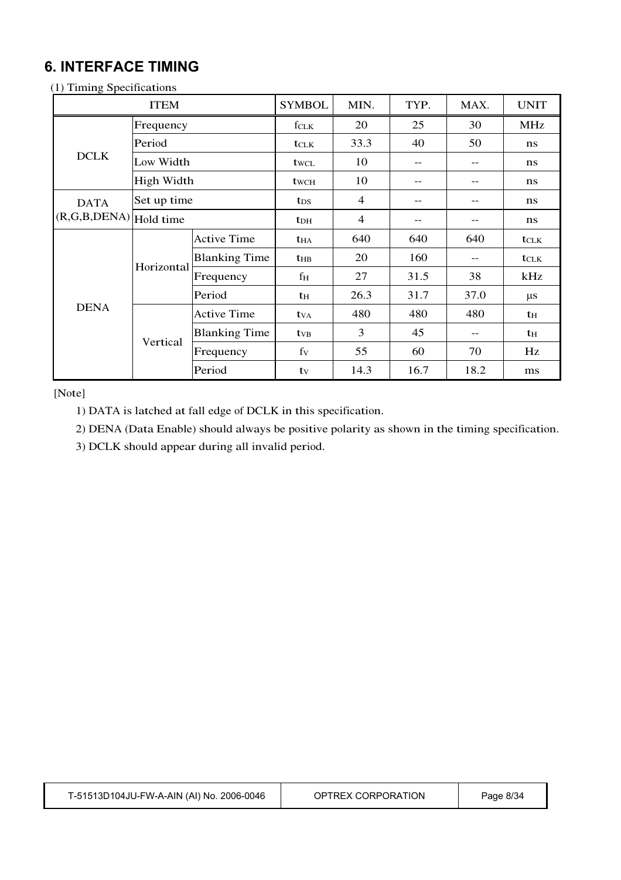# 6. INTERFACE TIMING

(1) Timing Specifications

| ITEM | | | SYMBOL | MIN. | TYP. | MAX. | UNIT |
|---|---|---|---|---|---|---|---|
| DCLK | Frequency | | $f_{CLK}$ | 20 | 25 | 30 | MHz |
| | Period | | $t_{CLK}$ | 33.3 | 40 | 50 | ns |
| | Low Width | | $t_{WCL}$ | 10 | -- | -- | ns |
| | High Width | | $t_{WCH}$ | 10 | -- | -- | ns |
| DATA (R,G,B,DENA) | Set up time | | $t_{DS}$ | 4 | -- | -- | ns |
| | Hold time | | $t_{DH}$ | 4 | -- | -- | ns |
| DENA | Horizontal | Active Time | $t_{HA}$ | 640 | 640 | 640 | $t_{CLK}$ |
| | | Blanking Time | $t_{HB}$ | 20 | 160 | -- | $t_{CLK}$ |
| | | Frequency | $f_H$ | 27 | 31.5 | 38 | kHz |
| | | Period | $t_H$ | 26.3 | 31.7 | 37.0 | μs |
| | Vertical | Active Time | $t_{VA}$ | 480 | 480 | 480 | $t_H$ |
| | | Blanking Time | $t_{VB}$ | 3 | 45 | -- | $t_H$ |
| | | Frequency | $f_V$ | 55 | 60 | 70 | Hz |
| | | Period | $t_V$ | 14.3 | 16.7 | 18.2 | ms |

[Note]

1) DATA is latched at fall edge of DCLK in this specification.

2) DENA (Data Enable) should always be positive polarity as shown in the timing specification.

3) DCLK should appear during all invalid period.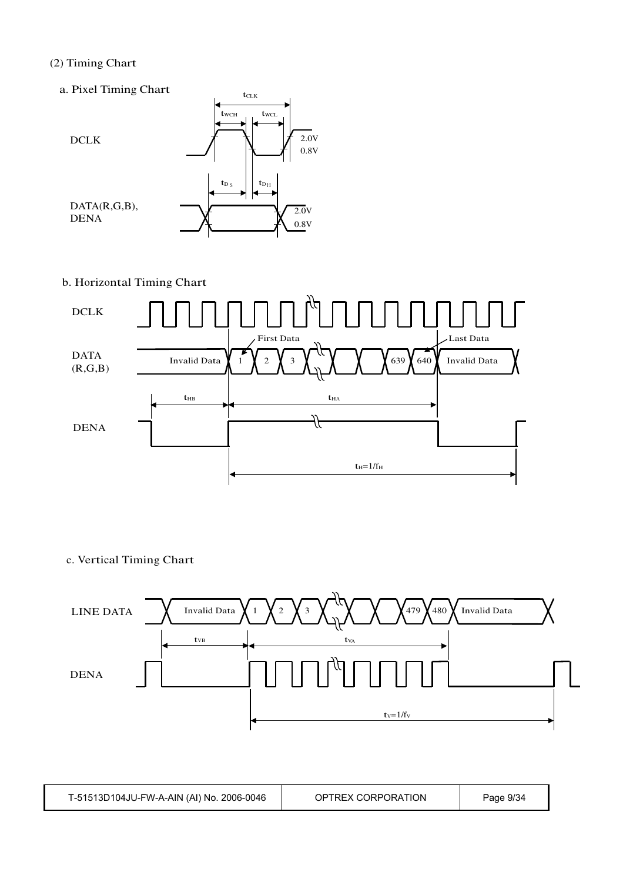(2) Timing Chart

a. Pixel Timing Chart

DCLK

$t_{CLK}$

$t_{WCH}$ $t_{WCL}$

2.0V
0.8V

$t_{DS}$ $t_{DH}$

DATA(R,G,B),
DENA

2.0V
0.8V

b. Horizontal Timing Chart

DCLK

DATA
(R,G,B)

Invalid Data | 1 | 2 | 3 | 639 | 640 | Invalid Data

First Data

Last Data

$t_{HB}$ $t_{HA}$

DENA

$t_H=1/f_H$

c. Vertical Timing Chart

LINE DATA

Invalid Data | 1 | 2 | 3 | 479 | 480 | Invalid Data

$t_{VB}$ $t_{VA}$

DENA

$t_V=1/f_V$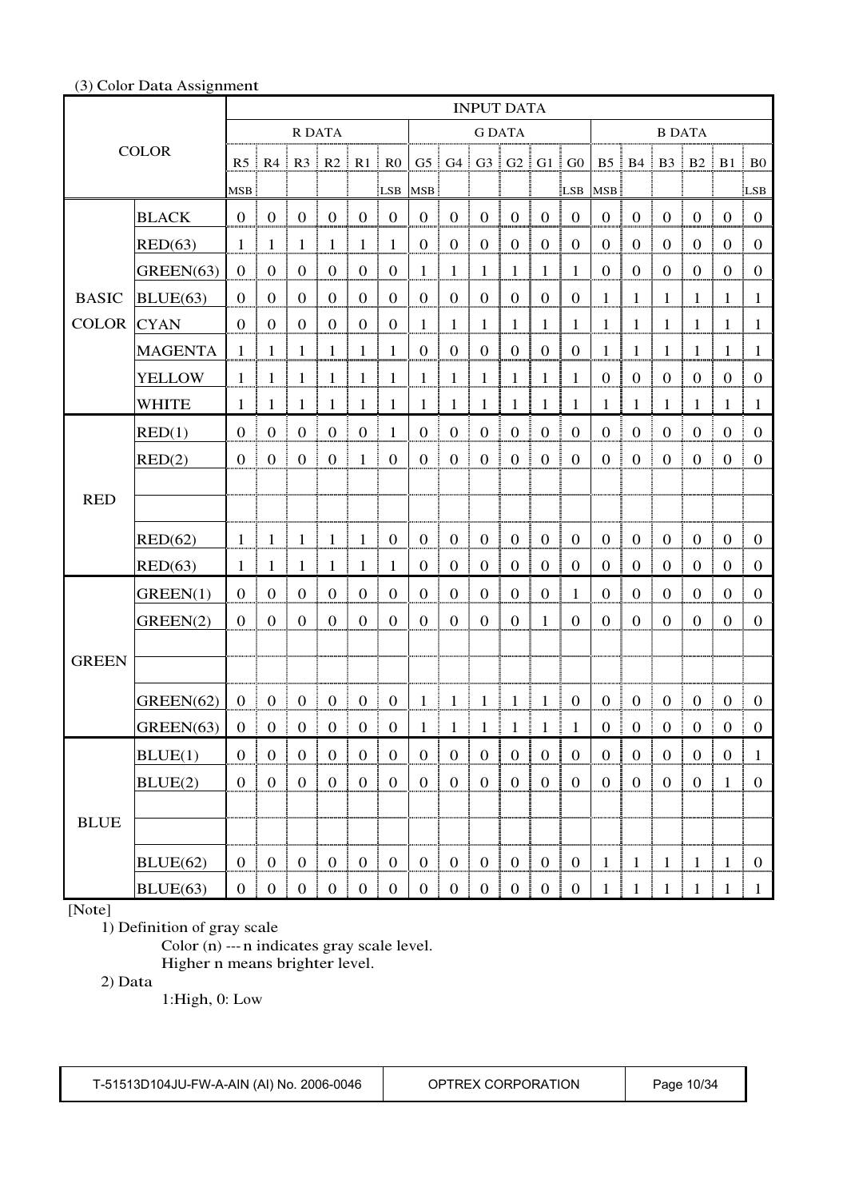(3) Color Data Assignment

| COLOR | | INPUT DATA | | | | | | | | | | | | | | | | | |
|---|---|---|---|---|---|---|---|---|---|---|---|---|---|---|---|---|---|---|---|
| | | R DATA | | | | | | G DATA | | | | | | B DATA | | | | | |
| | | R5 | R4 | R3 | R2 | R1 | R0 | G5 | G4 | G3 | G2 | G1 | G0 | B5 | B4 | B3 | B2 | B1 | B0 |
| | | MSB | | | | | LSB | MSB | | | | | LSB | MSB | | | | | LSB |
| BASIC COLOR | BLACK | 0 | 0 | 0 | 0 | 0 | 0 | 0 | 0 | 0 | 0 | 0 | 0 | 0 | 0 | 0 | 0 | 0 | 0 |
| | RED(63) | 1 | 1 | 1 | 1 | 1 | 1 | 0 | 0 | 0 | 0 | 0 | 0 | 0 | 0 | 0 | 0 | 0 | 0 |
| | GREEN(63) | 0 | 0 | 0 | 0 | 0 | 0 | 1 | 1 | 1 | 1 | 1 | 1 | 0 | 0 | 0 | 0 | 0 | 0 |
| | BLUE(63) | 0 | 0 | 0 | 0 | 0 | 0 | 0 | 0 | 0 | 0 | 0 | 0 | 1 | 1 | 1 | 1 | 1 | 1 |
| | CYAN | 0 | 0 | 0 | 0 | 0 | 0 | 1 | 1 | 1 | 1 | 1 | 1 | 1 | 1 | 1 | 1 | 1 | 1 |
| | MAGENTA | 1 | 1 | 1 | 1 | 1 | 1 | 0 | 0 | 0 | 0 | 0 | 0 | 1 | 1 | 1 | 1 | 1 | 1 |
| | YELLOW | 1 | 1 | 1 | 1 | 1 | 1 | 1 | 1 | 1 | 1 | 1 | 1 | 0 | 0 | 0 | 0 | 0 | 0 |
| | WHITE | 1 | 1 | 1 | 1 | 1 | 1 | 1 | 1 | 1 | 1 | 1 | 1 | 1 | 1 | 1 | 1 | 1 | 1 |
| RED | RED(1) | 0 | 0 | 0 | 0 | 0 | 1 | 0 | 0 | 0 | 0 | 0 | 0 | 0 | 0 | 0 | 0 | 0 | 0 |
| | RED(2) | 0 | 0 | 0 | 0 | 1 | 0 | 0 | 0 | 0 | 0 | 0 | 0 | 0 | 0 | 0 | 0 | 0 | 0 |
| | | | | | | | | | | | | | | | | | | | |
| | | | | | | | | | | | | | | | | | | | |
| | RED(62) | 1 | 1 | 1 | 1 | 1 | 0 | 0 | 0 | 0 | 0 | 0 | 0 | 0 | 0 | 0 | 0 | 0 | 0 |
| | RED(63) | 1 | 1 | 1 | 1 | 1 | 1 | 0 | 0 | 0 | 0 | 0 | 0 | 0 | 0 | 0 | 0 | 0 | 0 |
| GREEN | GREEN(1) | 0 | 0 | 0 | 0 | 0 | 0 | 0 | 0 | 0 | 0 | 0 | 1 | 0 | 0 | 0 | 0 | 0 | 0 |
| | GREEN(2) | 0 | 0 | 0 | 0 | 0 | 0 | 0 | 0 | 0 | 0 | 1 | 0 | 0 | 0 | 0 | 0 | 0 | 0 |
| | | | | | | | | | | | | | | | | | | | |
| | | | | | | | | | | | | | | | | | | | |
| | GREEN(62) | 0 | 0 | 0 | 0 | 0 | 0 | 1 | 1 | 1 | 1 | 1 | 0 | 0 | 0 | 0 | 0 | 0 | 0 |
| | GREEN(63) | 0 | 0 | 0 | 0 | 0 | 0 | 1 | 1 | 1 | 1 | 1 | 1 | 0 | 0 | 0 | 0 | 0 | 0 |
| BLUE | BLUE(1) | 0 | 0 | 0 | 0 | 0 | 0 | 0 | 0 | 0 | 0 | 0 | 0 | 0 | 0 | 0 | 0 | 0 | 1 |
| | BLUE(2) | 0 | 0 | 0 | 0 | 0 | 0 | 0 | 0 | 0 | 0 | 0 | 0 | 0 | 0 | 0 | 0 | 1 | 0 |
| | | | | | | | | | | | | | | | | | | | |
| | | | | | | | | | | | | | | | | | | | |
| | BLUE(62) | 0 | 0 | 0 | 0 | 0 | 0 | 0 | 0 | 0 | 0 | 0 | 0 | 1 | 1 | 1 | 1 | 1 | 0 |
| | BLUE(63) | 0 | 0 | 0 | 0 | 0 | 0 | 0 | 0 | 0 | 0 | 0 | 0 | 1 | 1 | 1 | 1 | 1 | 1 |

[Note]

1) Definition of gray scale

Color (n) --- n indicates gray scale level.
Higher n means brighter level.

2) Data

1:High, 0: Low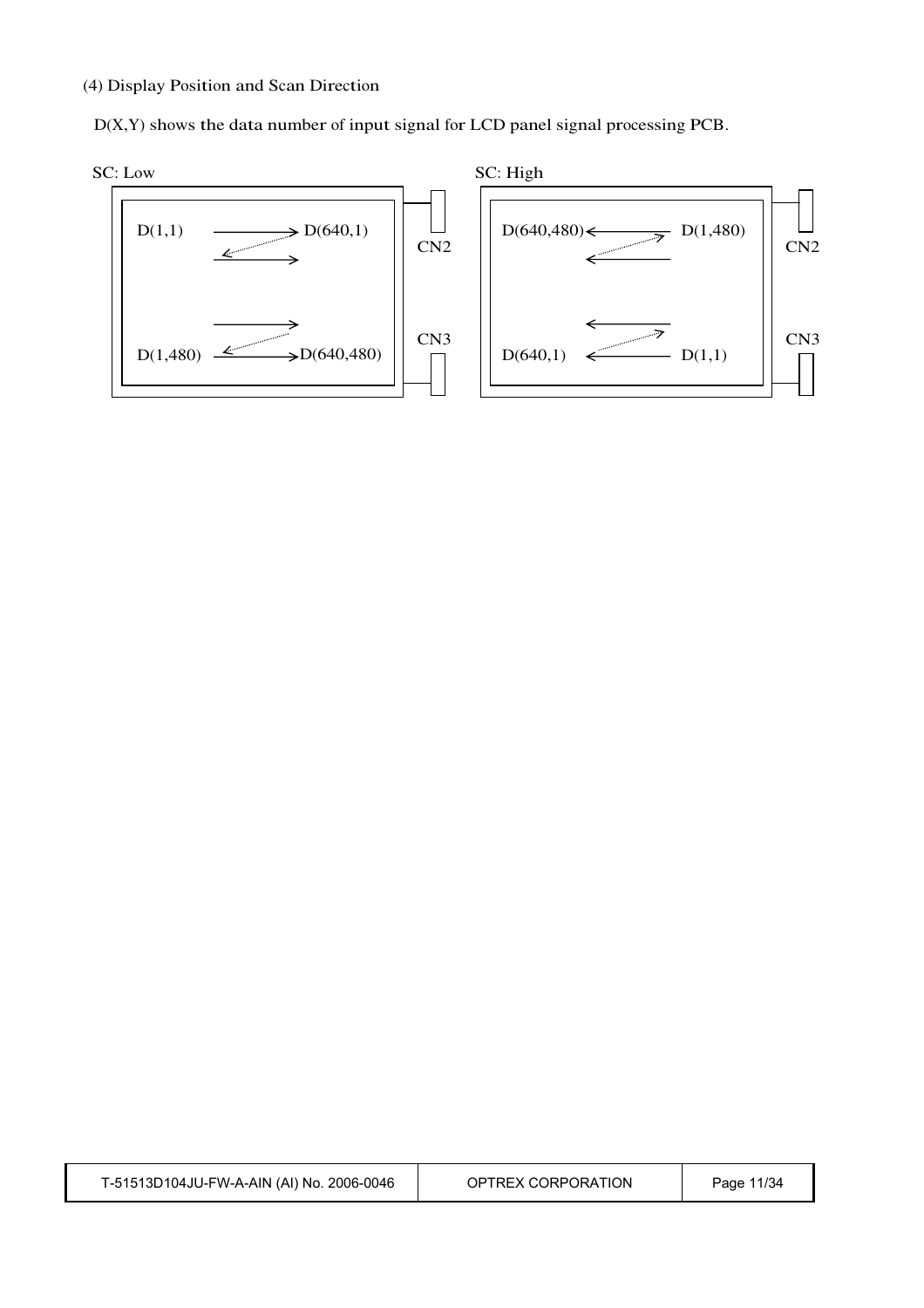(4) Display Position and Scan Direction

D(X,Y) shows the data number of input signal for LCD panel signal processing PCB.

SC: Low

D(1,1) → D(640,1)

D(1,480) → D(640,480)

CN2

CN3

SC: High

D(640,480) ← D(1,480)

D(640,1) ← D(1,1)

CN2

CN3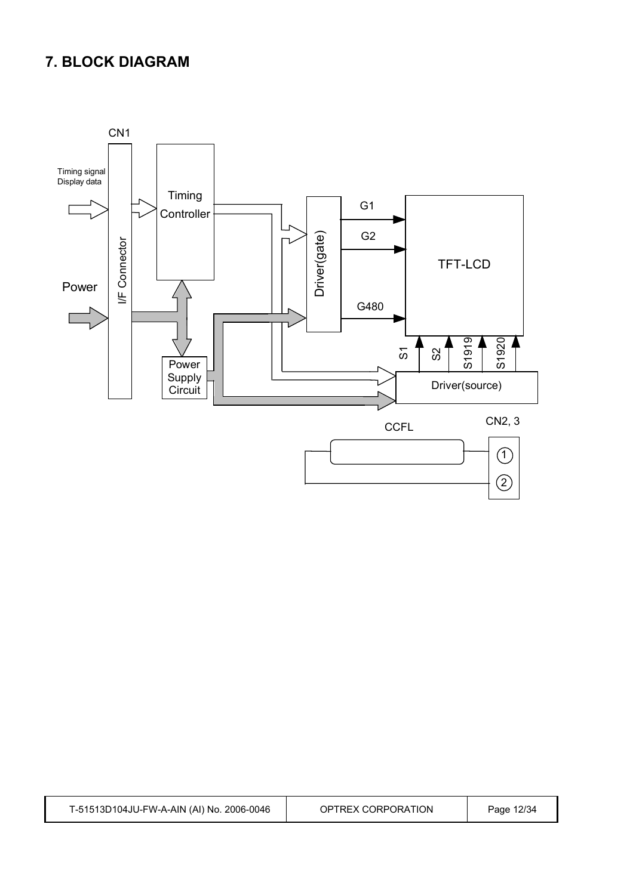## 7. BLOCK DIAGRAM

CN1

Timing signal
Display data

Power

I/F Connector

Timing Controller

Power Supply Circuit

Driver(gate)

G1

G2

G480

TFT-LCD

S1

S2

S1919

S1920

Driver(source)

CCFL

CN2, 3

①

②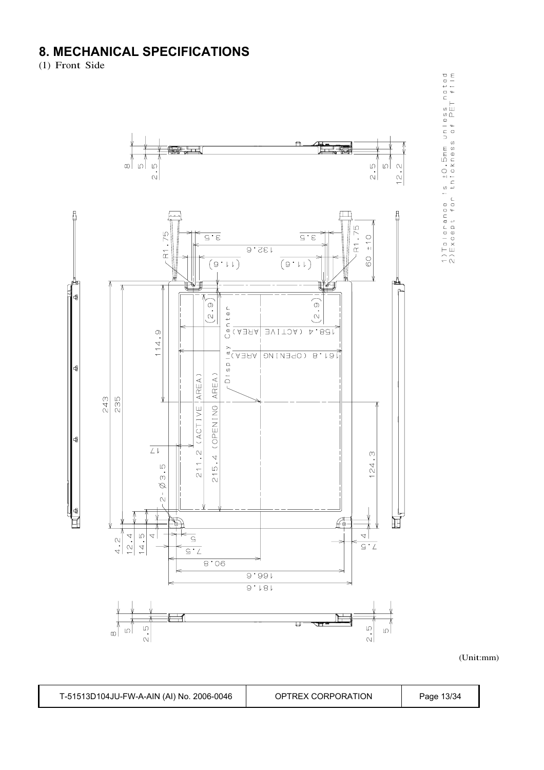## 8. MECHANICAL SPECIFICATIONS

(1) Front Side

1) Tolerance is ±0.5mm unless noted
2) Except for thickness of PET film

(Unit:mm)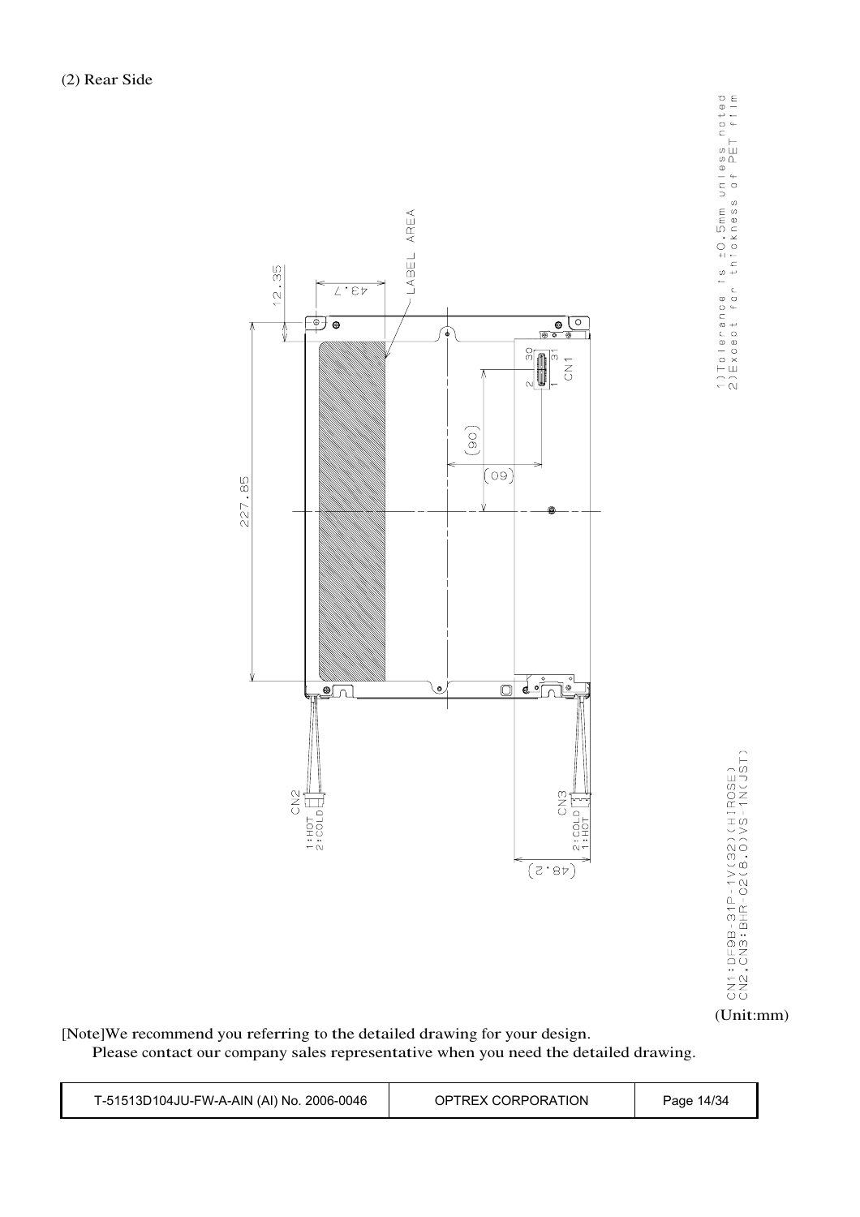(2) Rear Side

LABEL AREA

12.35

43.7

227.85

(90)

(60)

CN1

2 30

1 31

CN2

1:HOT
2:COLD

CN3

2:COLD
1:HOT

(48.2)

1)Tolerance is ±0.5mm unless noted
2)Except for thickness of PET film

CN1:DF9B-31P-1V(32)(HIROSE)
CN2,CN3:BHR-02(8.0)VS-1N(JST)

(Unit:mm)

[Note]We recommend you referring to the detailed drawing for your design.
Please contact our company sales representative when you need the detailed drawing.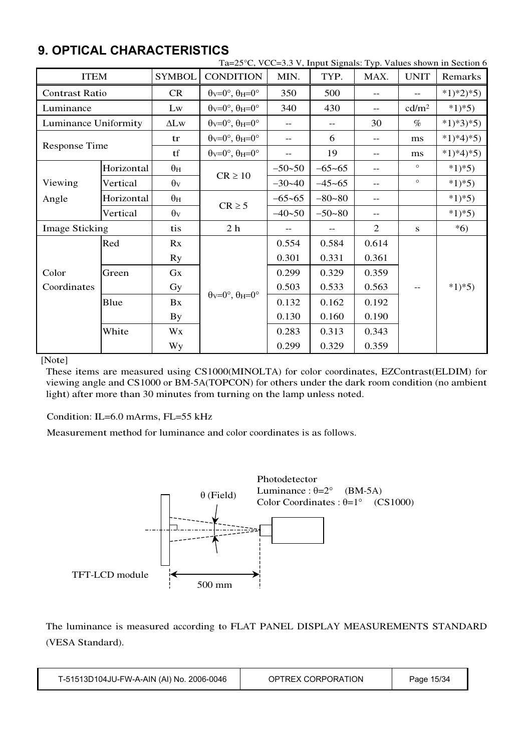## 9. OPTICAL CHARACTERISTICS

Ta=25°C, VCC=3.3 V, Input Signals: Typ. Values shown in Section 6

| ITEM | | SYMBOL | CONDITION | MIN. | TYP. | MAX. | UNIT | Remarks |
|---|---|---|---|---|---|---|---|---|
| Contrast Ratio | | CR | $\theta_V$=0°, $\theta_H$=0° | 350 | 500 | -- | -- | *1)*2)*5) |
| Luminance | | Lw | $\theta_V$=0°, $\theta_H$=0° | 340 | 430 | -- | cd/m$^2$ | *1)*5) |
| Luminance Uniformity | | ΔLw | $\theta_V$=0°, $\theta_H$=0° | -- | -- | 30 | % | *1)*3)*5) |
| Response Time | | tr | $\theta_V$=0°, $\theta_H$=0° | -- | 6 | -- | ms | *1)*4)*5) |
| | | tf | $\theta_V$=0°, $\theta_H$=0° | -- | 19 | -- | ms | *1)*4)*5) |
| Viewing Angle | Horizontal | $\theta_H$ | CR ≥ 10 | −50~50 | −65~65 | -- | ° | *1)*5) |
| | Vertical | $\theta_V$ | | −30~40 | −45~65 | -- | ° | *1)*5) |
| | Horizontal | $\theta_H$ | CR ≥ 5 | −65~65 | −80~80 | -- | | *1)*5) |
| | Vertical | $\theta_V$ | | −40~50 | −50~80 | -- | | *1)*5) |
| Image Sticking | | tis | 2 h | -- | -- | 2 | s | *6) |
| Color Coordinates | Red | Rx | $\theta_V$=0°, $\theta_H$=0° | 0.554 | 0.584 | 0.614 | -- | *1)*5) |
| | | Ry | | 0.301 | 0.331 | 0.361 | | |
| | Green | Gx | | 0.299 | 0.329 | 0.359 | | |
| | | Gy | | 0.503 | 0.533 | 0.563 | | |
| | Blue | Bx | | 0.132 | 0.162 | 0.192 | | |
| | | By | | 0.130 | 0.160 | 0.190 | | |
| | White | Wx | | 0.283 | 0.313 | 0.343 | | |
| | | Wy | | 0.299 | 0.329 | 0.359 | | |

[Note]

These items are measured using CS1000(MINOLTA) for color coordinates, EZContrast(ELDIM) for viewing angle and CS1000 or BM-5A(TOPCON) for others under the dark room condition (no ambient light) after more than 30 minutes from turning on the lamp unless noted.

Condition: IL=6.0 mArms, FL=55 kHz

Measurement method for luminance and color coordinates is as follows.

Photodetector
Luminance : θ=2° (BM-5A)
Color Coordinates : θ=1° (CS1000)

θ (Field)

TFT-LCD module

500 mm

The luminance is measured according to FLAT PANEL DISPLAY MEASUREMENTS STANDARD (VESA Standard).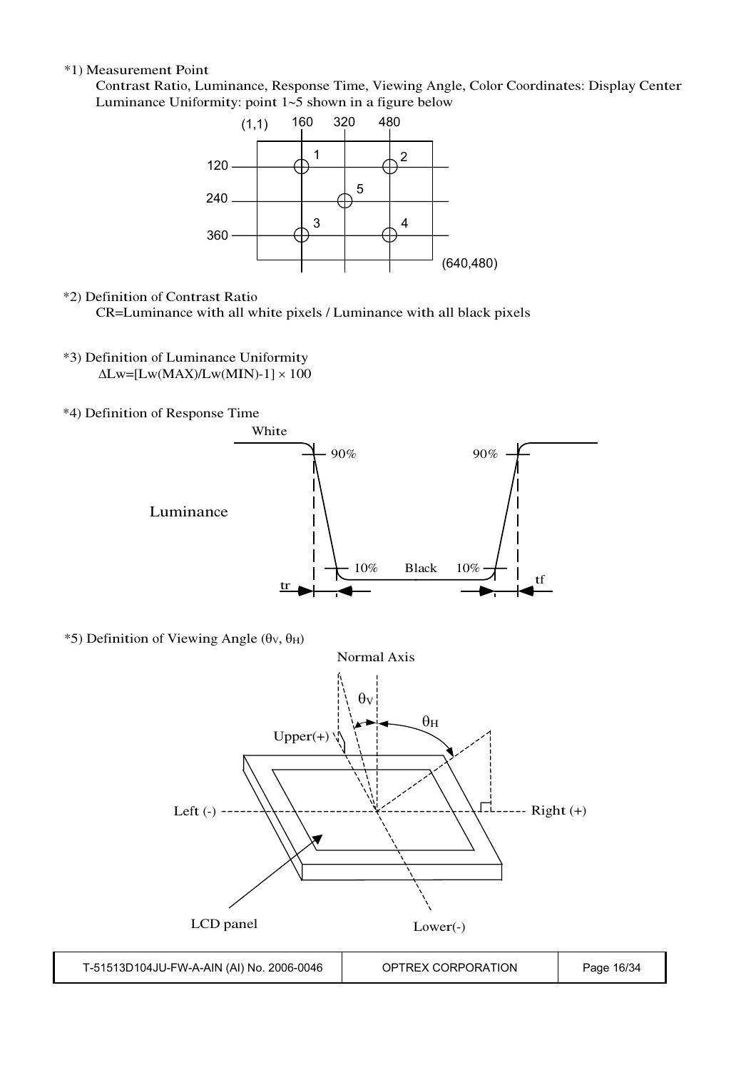*1) Measurement Point

Contrast Ratio, Luminance, Response Time, Viewing Angle, Color Coordinates: Display Center

Luminance Uniformity: point 1~5 shown in a figure below

*2) Definition of Contrast Ratio

CR=Luminance with all white pixels / Luminance with all black pixels

*3) Definition of Luminance Uniformity

$\Delta Lw = [Lw(MAX)/Lw(MIN) - 1] \times 100$

*4) Definition of Response Time

*5) Definition of Viewing Angle ($\theta_V$, $\theta_H$)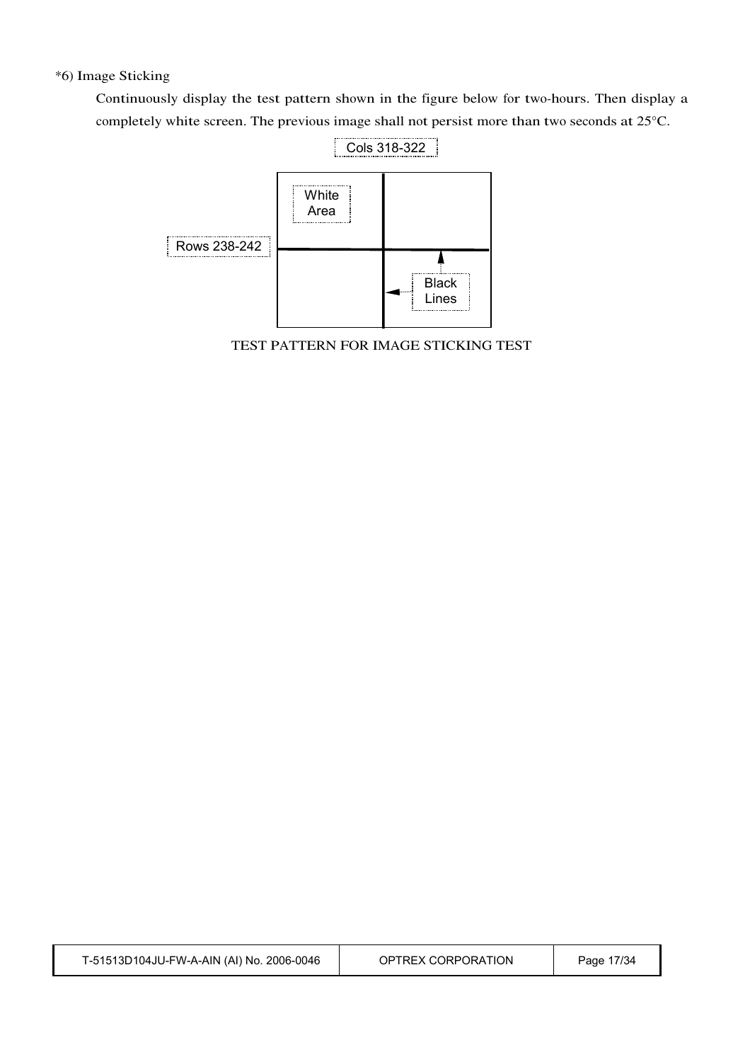*6) Image Sticking

Continuously display the test pattern shown in the figure below for two-hours. Then display a completely white screen. The previous image shall not persist more than two seconds at 25°C.

Cols 318-322

White Area

Rows 238-242

Black Lines

TEST PATTERN FOR IMAGE STICKING TEST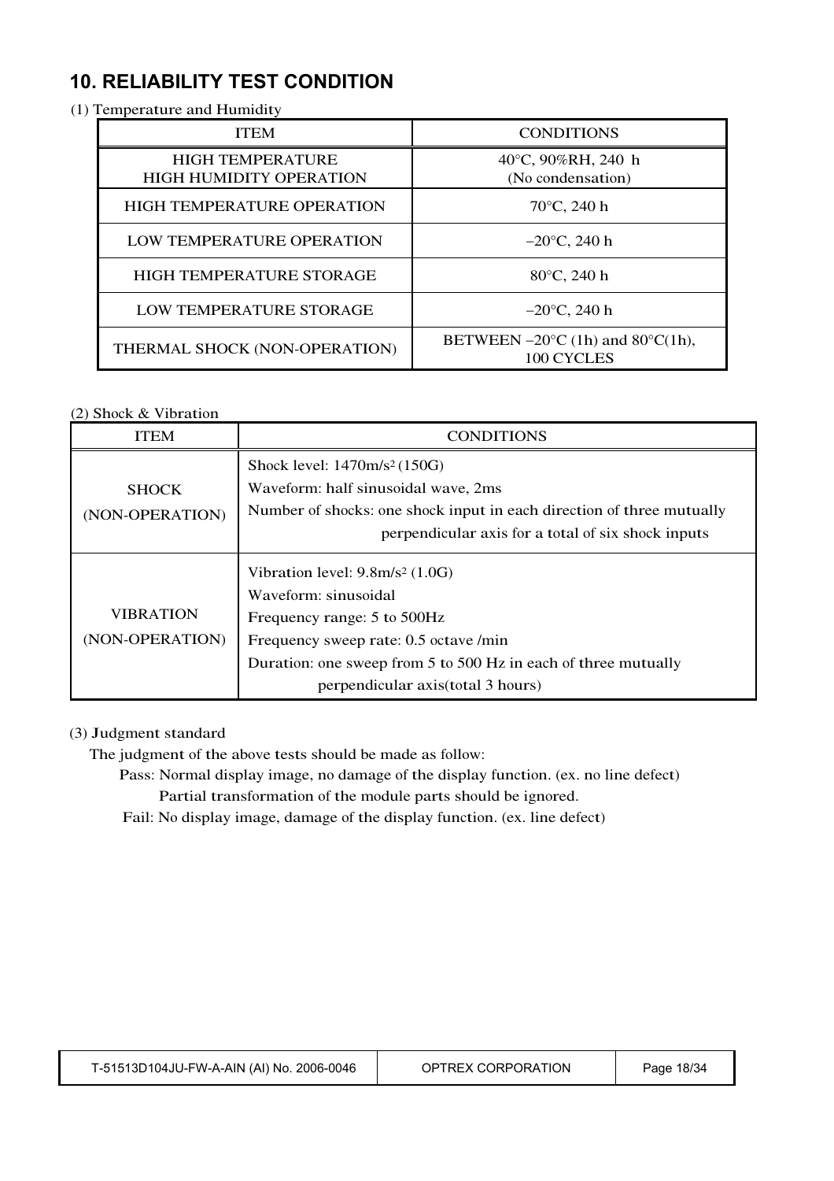## 10. RELIABILITY TEST CONDITION

(1) Temperature and Humidity

| ITEM | CONDITIONS |
|---|---|
| HIGH TEMPERATURE HIGH HUMIDITY OPERATION | 40°C, 90%RH, 240 h (No condensation) |
| HIGH TEMPERATURE OPERATION | 70°C, 240 h |
| LOW TEMPERATURE OPERATION | −20°C, 240 h |
| HIGH TEMPERATURE STORAGE | 80°C, 240 h |
| LOW TEMPERATURE STORAGE | −20°C, 240 h |
| THERMAL SHOCK (NON-OPERATION) | BETWEEN −20°C (1h) and 80°C(1h), 100 CYCLES |

(2) Shock & Vibration

| ITEM | CONDITIONS |
|---|---|
| SHOCK (NON-OPERATION) | Shock level: 1470m/s$^2$ (150G)<br>Waveform: half sinusoidal wave, 2ms<br>Number of shocks: one shock input in each direction of three mutually perpendicular axis for a total of six shock inputs |
| VIBRATION (NON-OPERATION) | Vibration level: 9.8m/s$^2$ (1.0G)<br>Waveform: sinusoidal<br>Frequency range: 5 to 500Hz<br>Frequency sweep rate: 0.5 octave /min<br>Duration: one sweep from 5 to 500 Hz in each of three mutually perpendicular axis(total 3 hours) |

(3) Judgment standard

The judgment of the above tests should be made as follow:

Pass: Normal display image, no damage of the display function. (ex. no line defect)
Partial transformation of the module parts should be ignored.

Fail: No display image, damage of the display function. (ex. line defect)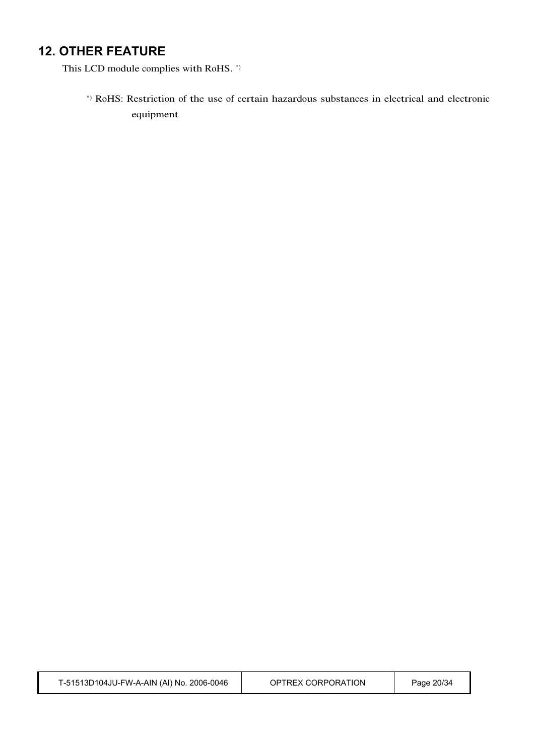## 12. OTHER FEATURE

This LCD module complies with RoHS. *)

*) RoHS: Restriction of the use of certain hazardous substances in electrical and electronic equipment